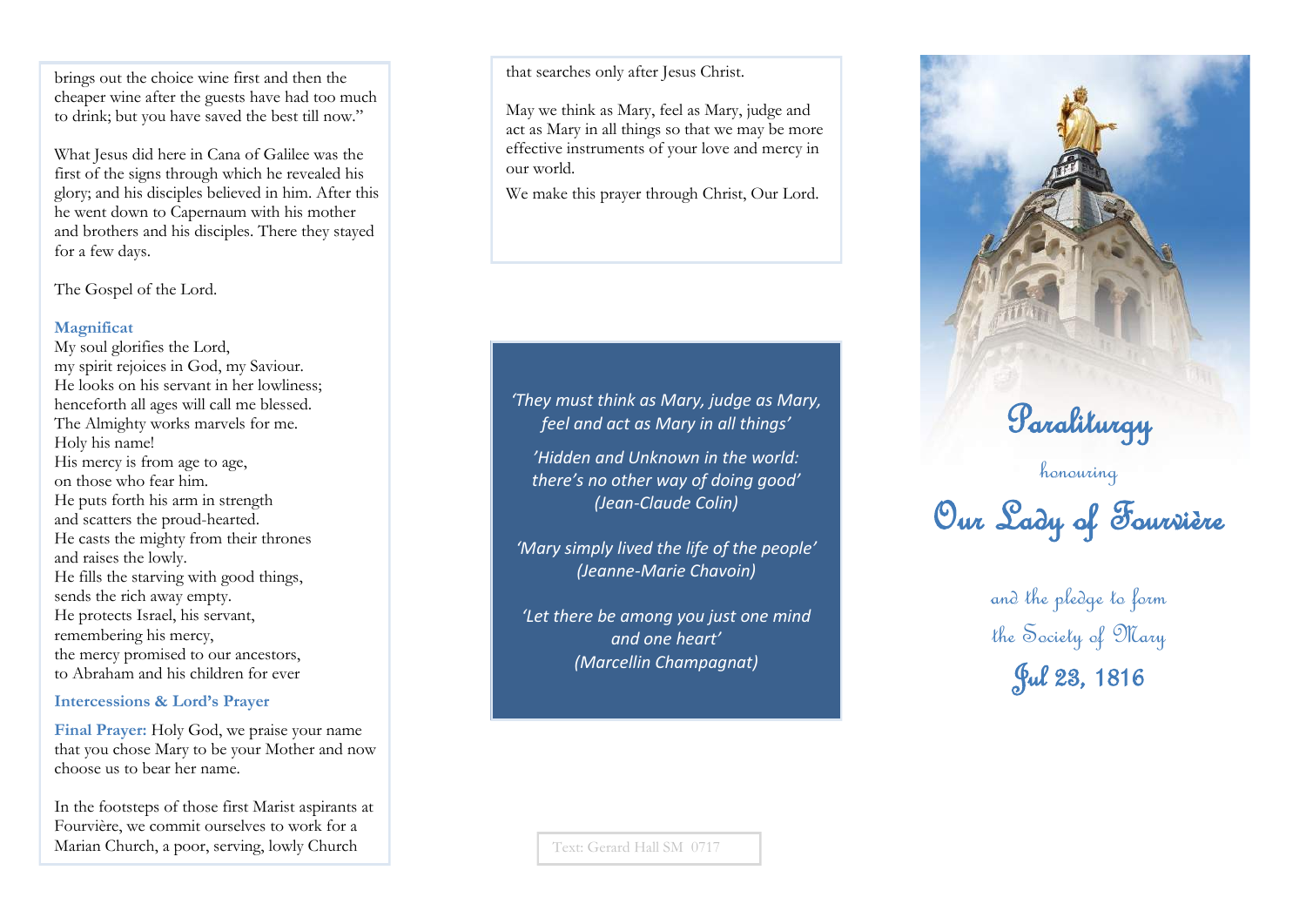brings out the choice wine first and then the cheaper wine after the guests have had too much to drink; but you have saved the best till now."

What Jesus did here in Cana of Galilee was the first of the signs through which he revealed his glory; and his disciples believed in him. After this he went down to Capernaum with his mother and brothers and his disciples. There they stayed for a few days.

The Gospel of the Lord.

**Magnificat**

My soul glorifies the Lord,
my spirit rejoices in God, my Saviour.
He looks on his servant in her lowliness;
henceforth all ages will call me blessed.
The Almighty works marvels for me.
Holy his name!
His mercy is from age to age,
on those who fear him.
He puts forth his arm in strength
and scatters the proud-hearted.
He casts the mighty from their thrones
and raises the lowly.
He fills the starving with good things,
sends the rich away empty.
He protects Israel, his servant,
remembering his mercy,
the mercy promised to our ancestors,
to Abraham and his children for ever

**Intercessions & Lord's Prayer**

**Final Prayer:** Holy God, we praise your name that you chose Mary to be your Mother and now choose us to bear her name.

In the footsteps of those first Marist aspirants at Fourvière, we commit ourselves to work for a Marian Church, a poor, serving, lowly Church that searches only after Jesus Christ.

May we think as Mary, feel as Mary, judge and act as Mary in all things so that we may be more effective instruments of your love and mercy in our world.

We make this prayer through Christ, Our Lord.

*'They must think as Mary, judge as Mary, feel and act as Mary in all things'*

*'Hidden and Unknown in the world: there's no other way of doing good'*
*(Jean-Claude Colin)*

*'Mary simply lived the life of the people'*
*(Jeanne-Marie Chavoin)*

*'Let there be among you just one mind and one heart'*
*(Marcellin Champagnat)*

Text: Gerard Hall SM 0717

# Paraliturgy

honouring

# Our Lady of Fourvière

and the pledge to form
the Society of Mary
Jul 23, 1816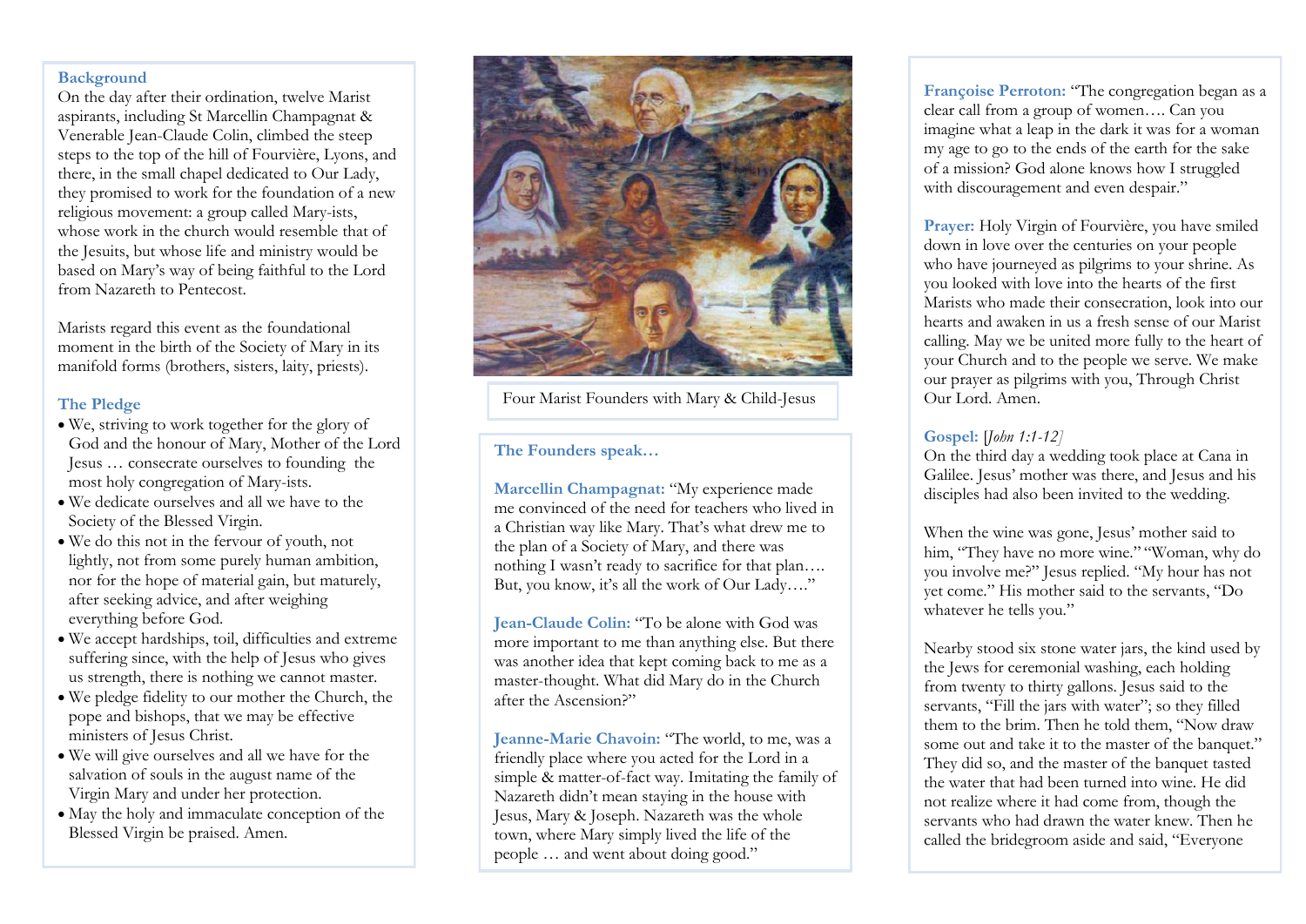### Background

On the day after their ordination, twelve Marist aspirants, including St Marcellin Champagnat & Venerable Jean-Claude Colin, climbed the steep steps to the top of the hill of Fourvière, Lyons, and there, in the small chapel dedicated to Our Lady, they promised to work for the foundation of a new religious movement: a group called Mary-ists, whose work in the church would resemble that of the Jesuits, but whose life and ministry would be based on Mary's way of being faithful to the Lord from Nazareth to Pentecost.

Marists regard this event as the foundational moment in the birth of the Society of Mary in its manifold forms (brothers, sisters, laity, priests).

### The Pledge

- We, striving to work together for the glory of God and the honour of Mary, Mother of the Lord Jesus … consecrate ourselves to founding the most holy congregation of Mary-ists.
- We dedicate ourselves and all we have to the Society of the Blessed Virgin.
- We do this not in the fervour of youth, not lightly, not from some purely human ambition, nor for the hope of material gain, but maturely, after seeking advice, and after weighing everything before God.
- We accept hardships, toil, difficulties and extreme suffering since, with the help of Jesus who gives us strength, there is nothing we cannot master.
- We pledge fidelity to our mother the Church, the pope and bishops, that we may be effective ministers of Jesus Christ.
- We will give ourselves and all we have for the salvation of souls in the august name of the Virgin Mary and under her protection.
- May the holy and immaculate conception of the Blessed Virgin be praised. Amen.

Four Marist Founders with Mary & Child-Jesus

### The Founders speak…

**Marcellin Champagnat:** "My experience made me convinced of the need for teachers who lived in a Christian way like Mary. That's what drew me to the plan of a Society of Mary, and there was nothing I wasn't ready to sacrifice for that plan…. But, you know, it's all the work of Our Lady…."

**Jean-Claude Colin:** "To be alone with God was more important to me than anything else. But there was another idea that kept coming back to me as a master-thought. What did Mary do in the Church after the Ascension?"

**Jeanne-Marie Chavoin:** "The world, to me, was a friendly place where you acted for the Lord in a simple & matter-of-fact way. Imitating the family of Nazareth didn't mean staying in the house with Jesus, Mary & Joseph. Nazareth was the whole town, where Mary simply lived the life of the people … and went about doing good."

**Françoise Perroton:** "The congregation began as a clear call from a group of women…. Can you imagine what a leap in the dark it was for a woman my age to go to the ends of the earth for the sake of a mission? God alone knows how I struggled with discouragement and even despair."

**Prayer:** Holy Virgin of Fourvière, you have smiled down in love over the centuries on your people who have journeyed as pilgrims to your shrine. As you looked with love into the hearts of the first Marists who made their consecration, look into our hearts and awaken in us a fresh sense of our Marist calling. May we be united more fully to the heart of your Church and to the people we serve. We make our prayer as pilgrims with you, Through Christ Our Lord. Amen.

**Gospel:** [*John 1:1-12*]

On the third day a wedding took place at Cana in Galilee. Jesus' mother was there, and Jesus and his disciples had also been invited to the wedding.

When the wine was gone, Jesus' mother said to him, "They have no more wine." "Woman, why do you involve me?" Jesus replied. "My hour has not yet come." His mother said to the servants, "Do whatever he tells you."

Nearby stood six stone water jars, the kind used by the Jews for ceremonial washing, each holding from twenty to thirty gallons. Jesus said to the servants, "Fill the jars with water"; so they filled them to the brim. Then he told them, "Now draw some out and take it to the master of the banquet." They did so, and the master of the banquet tasted the water that had been turned into wine. He did not realize where it had come from, though the servants who had drawn the water knew. Then he called the bridegroom aside and said, "Everyone